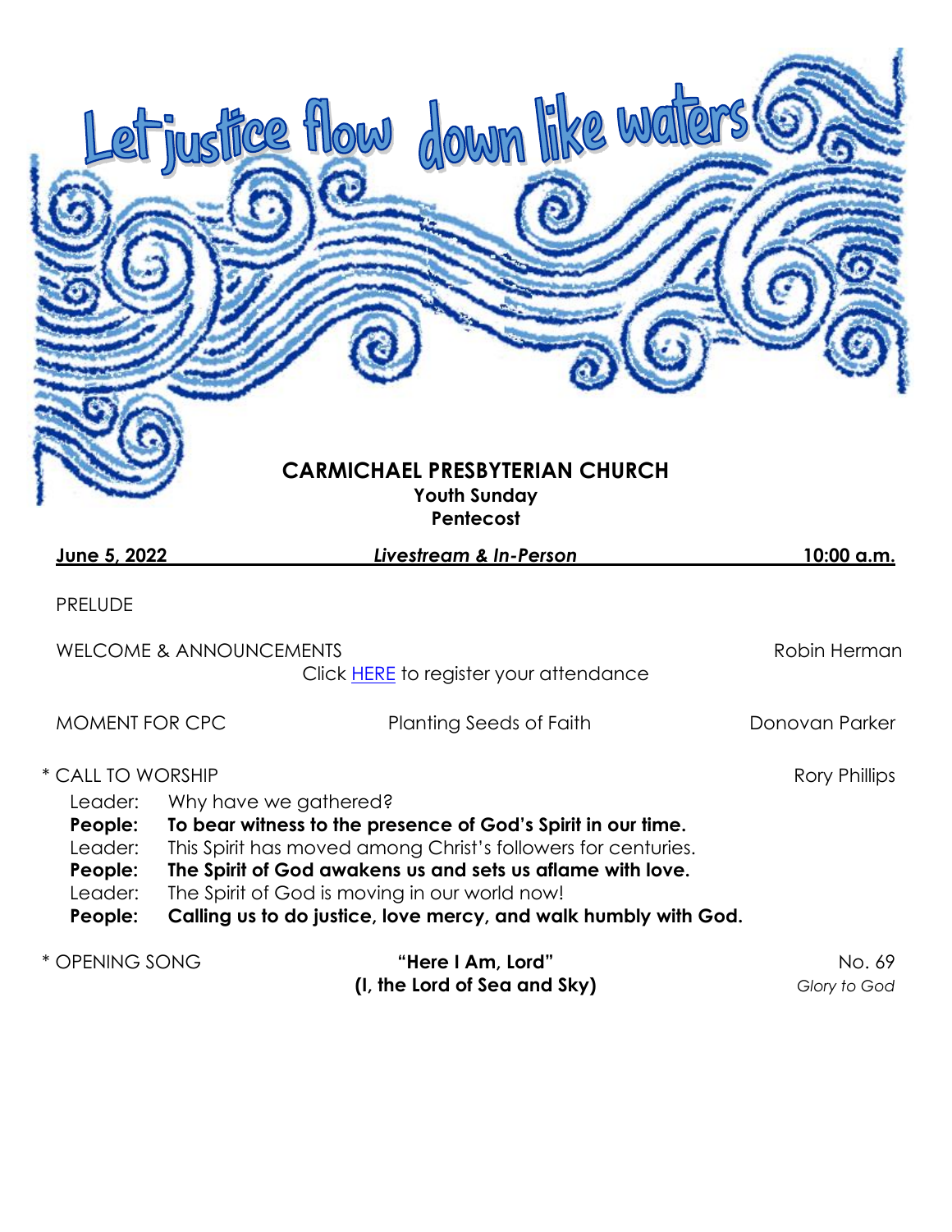# Let justice flow down like waters

## CARMICHAEL PRESBYTERIAN CHURCH

**Youth Sunday**
**Pentecost**

**June 5, 2022** — ***Livestream & In-Person*** — **10:00 a.m.**

PRELUDE

WELCOME & ANNOUNCEMENTS — Robin Herman

Click HERE to register your attendance

MOMENT FOR CPC — Planting Seeds of Faith — Donovan Parker

\* CALL TO WORSHIP — Rory Phillips

Leader: Why have we gathered?
**People: To bear witness to the presence of God's Spirit in our time.**
Leader: This Spirit has moved among Christ's followers for centuries.
**People: The Spirit of God awakens us and sets us aflame with love.**
Leader: The Spirit of God is moving in our world now!
**People: Calling us to do justice, love mercy, and walk humbly with God.**

\* OPENING SONG — **"Here I Am, Lord" (I, the Lord of Sea and Sky)** — No. 69 *Glory to God*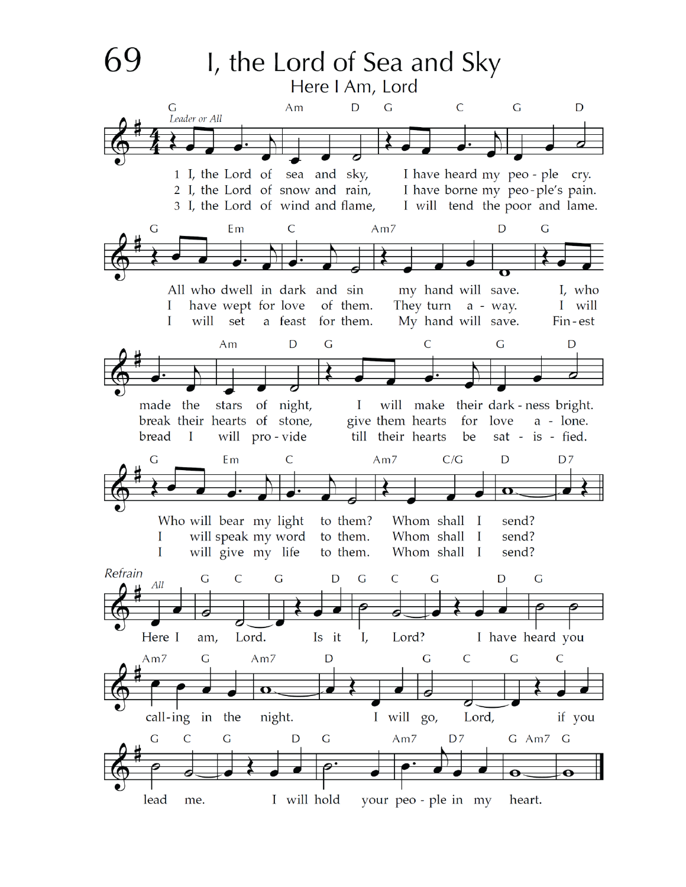# 69 I, the Lord of Sea and Sky

## Here I Am, Lord

*Leader or All*

1 I, the Lord of sea and sky,
I have heard my people cry.
All who dwell in dark and sin
my hand will save.
I, who made the stars of night,
I will make their darkness bright.
Who will bear my light to them?
Whom shall I send?

2 I, the Lord of snow and rain,
I have borne my people's pain.
I have wept for love of them.
They turn away.
I will break their hearts of stone,
give them hearts for love alone.
I will speak my word to them.
Whom shall I send?

3 I, the Lord of wind and flame,
I will tend the poor and lame.
I will set a feast for them.
My hand will save.
Finest bread I will provide
till their hearts be satisfied.
I will give my life to them.
Whom shall I send?

*Refrain*

*All*

Here I am, Lord.
Is it I, Lord?
I have heard you calling in the night.
I will go, Lord,
if you lead me.
I will hold your people in my heart.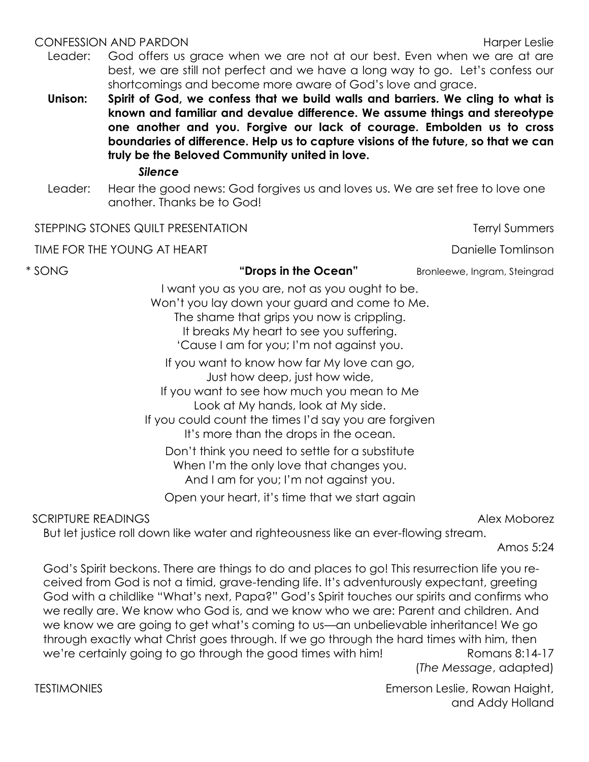CONFESSION AND PARDON Harper Leslie

Leader: God offers us grace when we are not at our best. Even when we are at are best, we are still not perfect and we have a long way to go. Let's confess our shortcomings and become more aware of God's love and grace.

**Unison: Spirit of God, we confess that we build walls and barriers. We cling to what is known and familiar and devalue difference. We assume things and stereotype one another and you. Forgive our lack of courage. Embolden us to cross boundaries of difference. Help us to capture visions of the future, so that we can truly be the Beloved Community united in love.**

***Silence***

Leader: Hear the good news: God forgives us and loves us. We are set free to love one another. Thanks be to God!

STEPPING STONES QUILT PRESENTATION Terryl Summers

TIME FOR THE YOUNG AT HEART Danielle Tomlinson

* SONG **"Drops in the Ocean"** Bronleewe, Ingram, Steingrad

I want you as you are, not as you ought to be.
Won't you lay down your guard and come to Me.
The shame that grips you now is crippling.
It breaks My heart to see you suffering.
'Cause I am for you; I'm not against you.

If you want to know how far My love can go,
Just how deep, just how wide,
If you want to see how much you mean to Me
Look at My hands, look at My side.
If you could count the times I'd say you are forgiven
It's more than the drops in the ocean.

Don't think you need to settle for a substitute
When I'm the only love that changes you.
And I am for you; I'm not against you.

Open your heart, it's time that we start again

SCRIPTURE READINGS Alex Moborez

But let justice roll down like water and righteousness like an ever-flowing stream.

Amos 5:24

God's Spirit beckons. There are things to do and places to go! This resurrection life you received from God is not a timid, grave-tending life. It's adventurously expectant, greeting God with a childlike "What's next, Papa?" God's Spirit touches our spirits and confirms who we really are. We know who God is, and we know who we are: Parent and children. And we know we are going to get what's coming to us—an unbelievable inheritance! We go through exactly what Christ goes through. If we go through the hard times with him, then we're certainly going to go through the good times with him! Romans 8:14-17
(*The Message*, adapted)

TESTIMONIES Emerson Leslie, Rowan Haight, and Addy Holland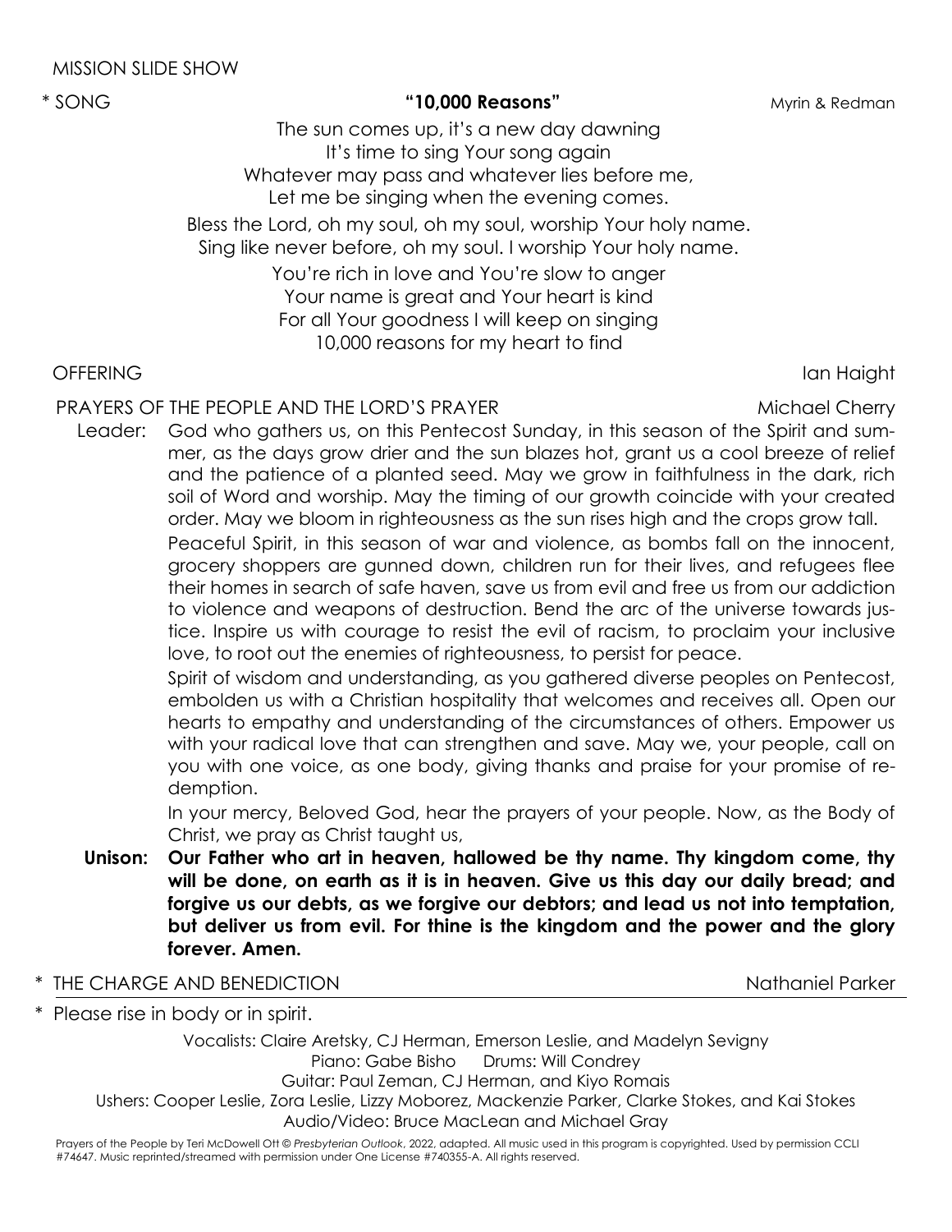MISSION SLIDE SHOW

\* SONG **"10,000 Reasons"** Myrin & Redman

The sun comes up, it's a new day dawning
It's time to sing Your song again
Whatever may pass and whatever lies before me,
Let me be singing when the evening comes.

Bless the Lord, oh my soul, oh my soul, worship Your holy name.
Sing like never before, oh my soul. I worship Your holy name.

You're rich in love and You're slow to anger
Your name is great and Your heart is kind
For all Your goodness I will keep on singing
10,000 reasons for my heart to find

OFFERING Ian Haight

PRAYERS OF THE PEOPLE AND THE LORD'S PRAYER Michael Cherry

Leader: God who gathers us, on this Pentecost Sunday, in this season of the Spirit and summer, as the days grow drier and the sun blazes hot, grant us a cool breeze of relief and the patience of a planted seed. May we grow in faithfulness in the dark, rich soil of Word and worship. May the timing of our growth coincide with your created order. May we bloom in righteousness as the sun rises high and the crops grow tall.

Peaceful Spirit, in this season of war and violence, as bombs fall on the innocent, grocery shoppers are gunned down, children run for their lives, and refugees flee their homes in search of safe haven, save us from evil and free us from our addiction to violence and weapons of destruction. Bend the arc of the universe towards justice. Inspire us with courage to resist the evil of racism, to proclaim your inclusive love, to root out the enemies of righteousness, to persist for peace.

Spirit of wisdom and understanding, as you gathered diverse peoples on Pentecost, embolden us with a Christian hospitality that welcomes and receives all. Open our hearts to empathy and understanding of the circumstances of others. Empower us with your radical love that can strengthen and save. May we, your people, call on you with one voice, as one body, giving thanks and praise for your promise of redemption.

In your mercy, Beloved God, hear the prayers of your people. Now, as the Body of Christ, we pray as Christ taught us,

**Unison: Our Father who art in heaven, hallowed be thy name. Thy kingdom come, thy will be done, on earth as it is in heaven. Give us this day our daily bread; and forgive us our debts, as we forgive our debtors; and lead us not into temptation, but deliver us from evil. For thine is the kingdom and the power and the glory forever. Amen.**

\* THE CHARGE AND BENEDICTION Nathaniel Parker

\* Please rise in body or in spirit.

Vocalists: Claire Aretsky, CJ Herman, Emerson Leslie, and Madelyn Sevigny
Piano: Gabe Bisho Drums: Will Condrey
Guitar: Paul Zeman, CJ Herman, and Kiyo Romais
Ushers: Cooper Leslie, Zora Leslie, Lizzy Moborez, Mackenzie Parker, Clarke Stokes, and Kai Stokes
Audio/Video: Bruce MacLean and Michael Gray

Prayers of the People by Teri McDowell Ott © *Presbyterian Outlook*, 2022, adapted. All music used in this program is copyrighted. Used by permission CCLI #74647. Music reprinted/streamed with permission under One License #740355-A. All rights reserved.